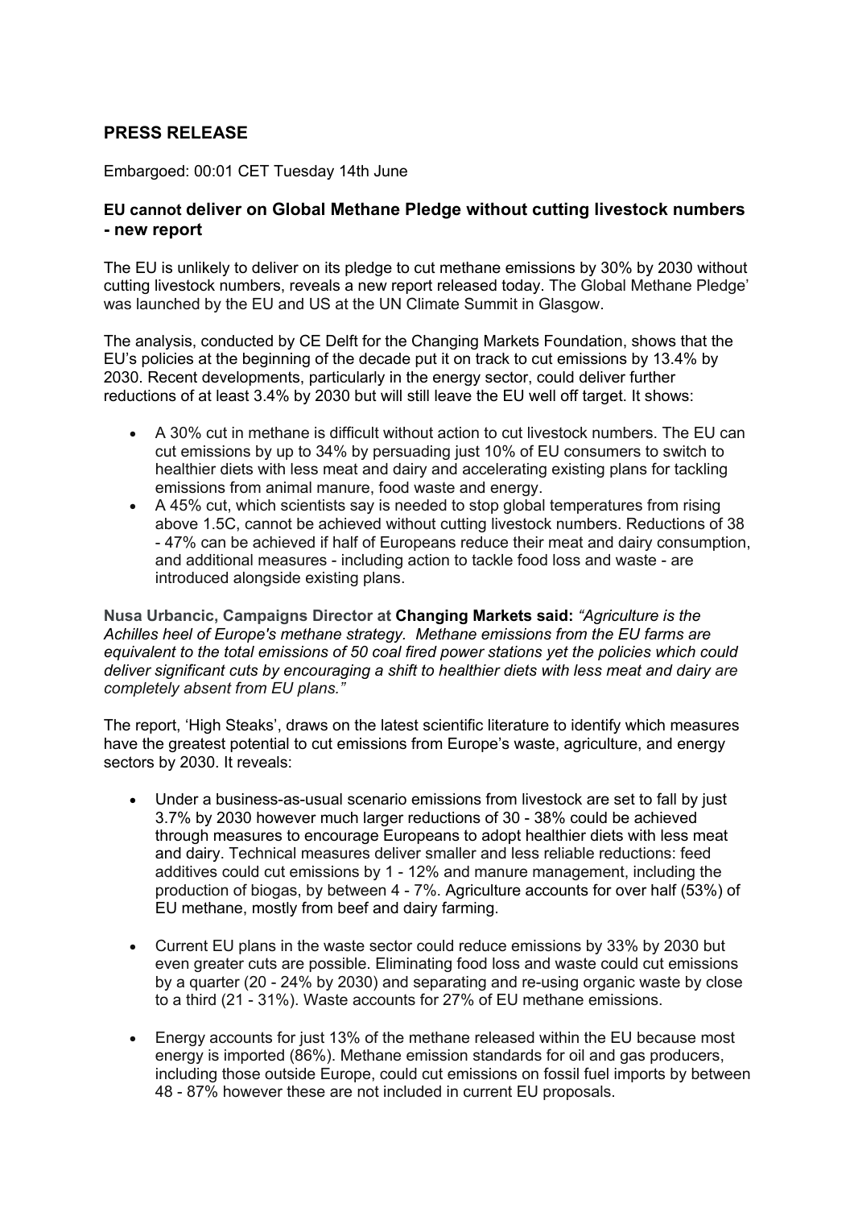## PRESS RELEASE

Embargoed: 00:01 CET Tuesday 14th June

### EU cannot deliver on Global Methane Pledge without cutting livestock numbers - new report

The EU is unlikely to deliver on its pledge to cut methane emissions by 30% by 2030 without cutting livestock numbers, reveals a new report released today. The Global Methane Pledge' was launched by the EU and US at the UN Climate Summit in Glasgow.

The analysis, conducted by CE Delft for the Changing Markets Foundation, shows that the EU's policies at the beginning of the decade put it on track to cut emissions by 13.4% by 2030. Recent developments, particularly in the energy sector, could deliver further reductions of at least 3.4% by 2030 but will still leave the EU well off target. It shows:

- A 30% cut in methane is difficult without action to cut livestock numbers. The EU can cut emissions by up to 34% by persuading just 10% of EU consumers to switch to healthier diets with less meat and dairy and accelerating existing plans for tackling emissions from animal manure, food waste and energy.
- A 45% cut, which scientists say is needed to stop global temperatures from rising above 1.5C, cannot be achieved without cutting livestock numbers. Reductions of 38 - 47% can be achieved if half of Europeans reduce their meat and dairy consumption, and additional measures - including action to tackle food loss and waste - are introduced alongside existing plans.

**Nusa Urbancic, Campaigns Director at Changing Markets said:** *"Agriculture is the Achilles heel of Europe's methane strategy. Methane emissions from the EU farms are equivalent to the total emissions of 50 coal fired power stations yet the policies which could deliver significant cuts by encouraging a shift to healthier diets with less meat and dairy are completely absent from EU plans."*

The report, 'High Steaks', draws on the latest scientific literature to identify which measures have the greatest potential to cut emissions from Europe's waste, agriculture, and energy sectors by 2030. It reveals:

- Under a business-as-usual scenario emissions from livestock are set to fall by just 3.7% by 2030 however much larger reductions of 30 - 38% could be achieved through measures to encourage Europeans to adopt healthier diets with less meat and dairy. Technical measures deliver smaller and less reliable reductions: feed additives could cut emissions by 1 - 12% and manure management, including the production of biogas, by between 4 - 7%. Agriculture accounts for over half (53%) of EU methane, mostly from beef and dairy farming.

- Current EU plans in the waste sector could reduce emissions by 33% by 2030 but even greater cuts are possible. Eliminating food loss and waste could cut emissions by a quarter (20 - 24% by 2030) and separating and re-using organic waste by close to a third (21 - 31%). Waste accounts for 27% of EU methane emissions.

- Energy accounts for just 13% of the methane released within the EU because most energy is imported (86%). Methane emission standards for oil and gas producers, including those outside Europe, could cut emissions on fossil fuel imports by between 48 - 87% however these are not included in current EU proposals.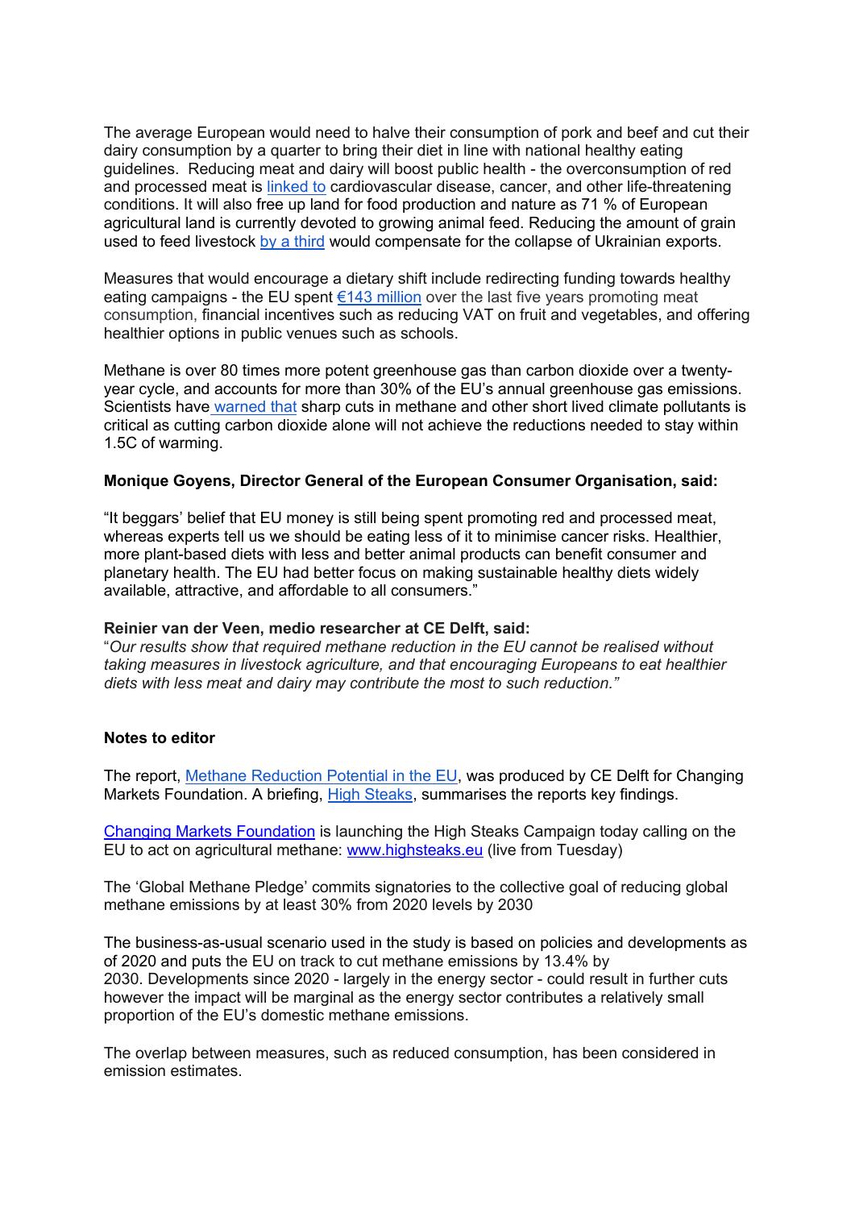The average European would need to halve their consumption of pork and beef and cut their dairy consumption by a quarter to bring their diet in line with national healthy eating guidelines. Reducing meat and dairy will boost public health - the overconsumption of red and processed meat is linked to cardiovascular disease, cancer, and other life-threatening conditions. It will also free up land for food production and nature as 71 % of European agricultural land is currently devoted to growing animal feed. Reducing the amount of grain used to feed livestock by a third would compensate for the collapse of Ukrainian exports.

Measures that would encourage a dietary shift include redirecting funding towards healthy eating campaigns - the EU spent €143 million over the last five years promoting meat consumption, financial incentives such as reducing VAT on fruit and vegetables, and offering healthier options in public venues such as schools.

Methane is over 80 times more potent greenhouse gas than carbon dioxide over a twenty-year cycle, and accounts for more than 30% of the EU's annual greenhouse gas emissions. Scientists have warned that sharp cuts in methane and other short lived climate pollutants is critical as cutting carbon dioxide alone will not achieve the reductions needed to stay within 1.5C of warming.

**Monique Goyens, Director General of the European Consumer Organisation, said:**

"It beggars' belief that EU money is still being spent promoting red and processed meat, whereas experts tell us we should be eating less of it to minimise cancer risks. Healthier, more plant-based diets with less and better animal products can benefit consumer and planetary health. The EU had better focus on making sustainable healthy diets widely available, attractive, and affordable to all consumers."

**Reinier van der Veen, medio researcher at CE Delft, said:**
"*Our results show that required methane reduction in the EU cannot be realised without taking measures in livestock agriculture, and that encouraging Europeans to eat healthier diets with less meat and dairy may contribute the most to such reduction.*"

**Notes to editor**

The report, Methane Reduction Potential in the EU, was produced by CE Delft for Changing Markets Foundation. A briefing, High Steaks, summarises the reports key findings.

Changing Markets Foundation is launching the High Steaks Campaign today calling on the EU to act on agricultural methane: www.highsteaks.eu (live from Tuesday)

The 'Global Methane Pledge' commits signatories to the collective goal of reducing global methane emissions by at least 30% from 2020 levels by 2030

The business-as-usual scenario used in the study is based on policies and developments as of 2020 and puts the EU on track to cut methane emissions by 13.4% by 2030. Developments since 2020 - largely in the energy sector - could result in further cuts however the impact will be marginal as the energy sector contributes a relatively small proportion of the EU's domestic methane emissions.

The overlap between measures, such as reduced consumption, has been considered in emission estimates.